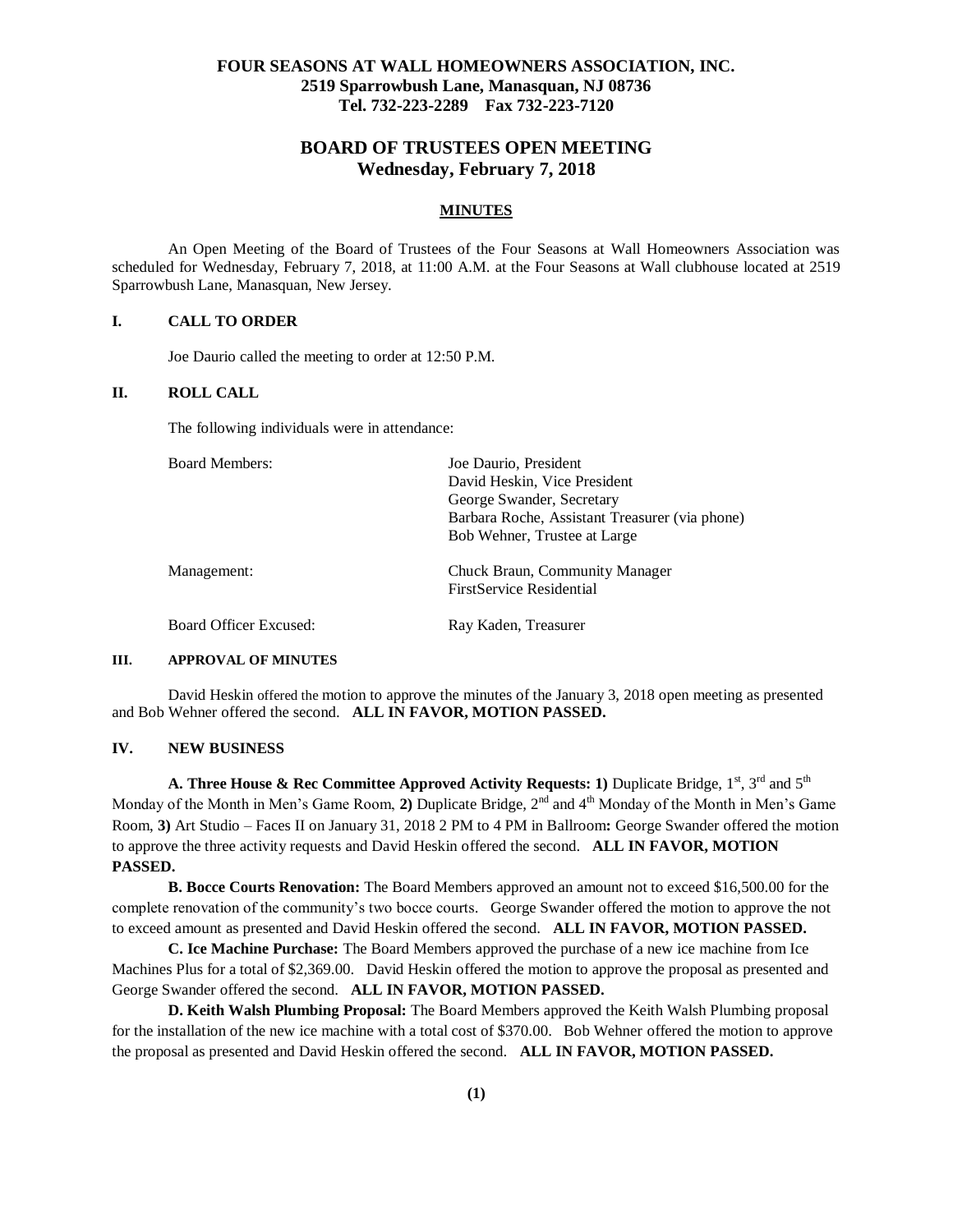**FOUR SEASONS AT WALL HOMEOWNERS ASSOCIATION, INC.**
**2519 Sparrowbush Lane, Manasquan, NJ 08736**
**Tel. 732-223-2289 Fax 732-223-7120**

# BOARD OF TRUSTEES OPEN MEETING
## Wednesday, February 7, 2018

**MINUTES**

An Open Meeting of the Board of Trustees of the Four Seasons at Wall Homeowners Association was scheduled for Wednesday, February 7, 2018, at 11:00 A.M. at the Four Seasons at Wall clubhouse located at 2519 Sparrowbush Lane, Manasquan, New Jersey.

### I. CALL TO ORDER

Joe Daurio called the meeting to order at 12:50 P.M.

### II. ROLL CALL

The following individuals were in attendance:

| | |
|---|---|
| Board Members: | Joe Daurio, President<br>David Heskin, Vice President<br>George Swander, Secretary<br>Barbara Roche, Assistant Treasurer (via phone)<br>Bob Wehner, Trustee at Large |
| Management: | Chuck Braun, Community Manager<br>FirstService Residential |
| Board Officer Excused: | Ray Kaden, Treasurer |

### III. APPROVAL OF MINUTES

David Heskin offered the motion to approve the minutes of the January 3, 2018 open meeting as presented and Bob Wehner offered the second. **ALL IN FAVOR, MOTION PASSED.**

### IV. NEW BUSINESS

**A. Three House & Rec Committee Approved Activity Requests: 1)** Duplicate Bridge, 1st, 3rd and 5th Monday of the Month in Men's Game Room, **2)** Duplicate Bridge, 2nd and 4th Monday of the Month in Men's Game Room, **3)** Art Studio – Faces II on January 31, 2018 2 PM to 4 PM in Ballroom**:** George Swander offered the motion to approve the three activity requests and David Heskin offered the second. **ALL IN FAVOR, MOTION PASSED.**

**B. Bocce Courts Renovation:** The Board Members approved an amount not to exceed $16,500.00 for the complete renovation of the community's two bocce courts. George Swander offered the motion to approve the not to exceed amount as presented and David Heskin offered the second. **ALL IN FAVOR, MOTION PASSED.**

**C. Ice Machine Purchase:** The Board Members approved the purchase of a new ice machine from Ice Machines Plus for a total of $2,369.00. David Heskin offered the motion to approve the proposal as presented and George Swander offered the second. **ALL IN FAVOR, MOTION PASSED.**

**D. Keith Walsh Plumbing Proposal:** The Board Members approved the Keith Walsh Plumbing proposal for the installation of the new ice machine with a total cost of $370.00. Bob Wehner offered the motion to approve the proposal as presented and David Heskin offered the second. **ALL IN FAVOR, MOTION PASSED.**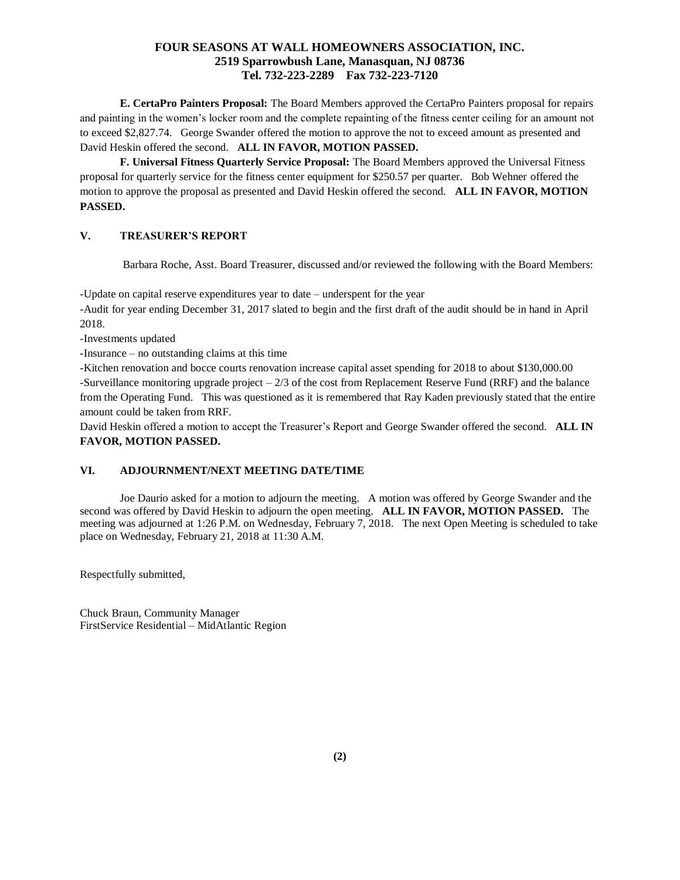**FOUR SEASONS AT WALL HOMEOWNERS ASSOCIATION, INC.**
**2519 Sparrowbush Lane, Manasquan, NJ 08736**
**Tel. 732-223-2289 Fax 732-223-7120**

**E. CertaPro Painters Proposal:** The Board Members approved the CertaPro Painters proposal for repairs and painting in the women's locker room and the complete repainting of the fitness center ceiling for an amount not to exceed $2,827.74. George Swander offered the motion to approve the not to exceed amount as presented and David Heskin offered the second. **ALL IN FAVOR, MOTION PASSED.**

**F. Universal Fitness Quarterly Service Proposal:** The Board Members approved the Universal Fitness proposal for quarterly service for the fitness center equipment for $250.57 per quarter. Bob Wehner offered the motion to approve the proposal as presented and David Heskin offered the second. **ALL IN FAVOR, MOTION PASSED.**

## V. TREASURER'S REPORT

Barbara Roche, Asst. Board Treasurer, discussed and/or reviewed the following with the Board Members:

-Update on capital reserve expenditures year to date – underspent for the year
-Audit for year ending December 31, 2017 slated to begin and the first draft of the audit should be in hand in April 2018.
-Investments updated
-Insurance – no outstanding claims at this time
-Kitchen renovation and bocce courts renovation increase capital asset spending for 2018 to about $130,000.00
-Surveillance monitoring upgrade project – 2/3 of the cost from Replacement Reserve Fund (RRF) and the balance from the Operating Fund. This was questioned as it is remembered that Ray Kaden previously stated that the entire amount could be taken from RRF.

David Heskin offered a motion to accept the Treasurer's Report and George Swander offered the second. **ALL IN FAVOR, MOTION PASSED.**

## VI. ADJOURNMENT/NEXT MEETING DATE/TIME

Joe Daurio asked for a motion to adjourn the meeting. A motion was offered by George Swander and the second was offered by David Heskin to adjourn the open meeting. **ALL IN FAVOR, MOTION PASSED.** The meeting was adjourned at 1:26 P.M. on Wednesday, February 7, 2018. The next Open Meeting is scheduled to take place on Wednesday, February 21, 2018 at 11:30 A.M.

Respectfully submitted,

Chuck Braun, Community Manager
FirstService Residential – MidAtlantic Region